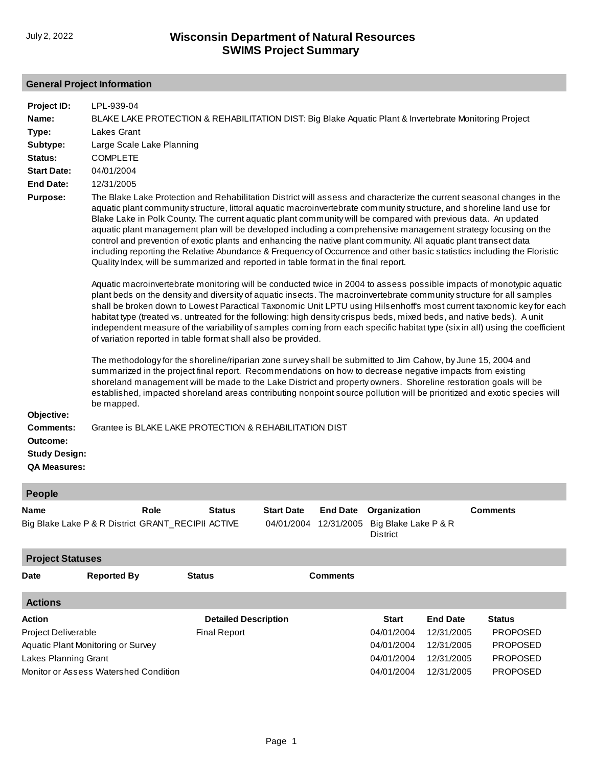July 2, 2022

# Wisconsin Department of Natural Resources
# SWIMS Project Summary

## General Project Information

**Project ID:** LPL-939-04

**Name:** BLAKE LAKE PROTECTION & REHABILITATION DIST: Big Blake Aquatic Plant & Invertebrate Monitoring Project

**Type:** Lakes Grant

**Subtype:** Large Scale Lake Planning

**Status:** COMPLETE

**Start Date:** 04/01/2004

**End Date:** 12/31/2005

**Purpose:** The Blake Lake Protection and Rehabilitation District will assess and characterize the current seasonal changes in the aquatic plant community structure, littoral aquatic macroinvertebrate community structure, and shoreline land use for Blake Lake in Polk County. The current aquatic plant community will be compared with previous data. An updated aquatic plant management plan will be developed including a comprehensive management strategy focusing on the control and prevention of exotic plants and enhancing the native plant community. All aquatic plant transect data including reporting the Relative Abundance & Frequency of Occurrence and other basic statistics including the Floristic Quality Index, will be summarized and reported in table format in the final report.

Aquatic macroinvertebrate monitoring will be conducted twice in 2004 to assess possible impacts of monotypic aquatic plant beds on the density and diversity of aquatic insects. The macroinvertebrate community structure for all samples shall be broken down to Lowest Paractical Taxonomic Unit LPTU using Hilsenhoff's most current taxonomic key for each habitat type (treated vs. untreated for the following: high density crispus beds, mixed beds, and native beds). A unit independent measure of the variability of samples coming from each specific habitat type (six in all) using the coefficient of variation reported in table format shall also be provided.

The methodology for the shoreline/riparian zone survey shall be submitted to Jim Cahow, by June 15, 2004 and summarized in the project final report. Recommendations on how to decrease negative impacts from existing shoreland management will be made to the Lake District and property owners. Shoreline restoration goals will be established, impacted shoreland areas contributing nonpoint source pollution will be prioritized and exotic species will be mapped.

**Objective:**

**Comments:** Grantee is BLAKE LAKE PROTECTION & REHABILITATION DIST

**Outcome:**

**Study Design:**

**QA Measures:**

## People

| Name | Role | Status | Start Date | End Date | Organization | Comments |
|---|---|---|---|---|---|---|
| Big Blake Lake P & R District | GRANT_RECIPII | ACTIVE | 04/01/2004 | 12/31/2005 | Big Blake Lake P & R District | |

## Project Statuses

| Date | Reported By | Status | Comments |
|---|---|---|---|

## Actions

| Action | Detailed Description | Start | End Date | Status |
|---|---|---|---|---|
| Project Deliverable | Final Report | 04/01/2004 | 12/31/2005 | PROPOSED |
| Aquatic Plant Monitoring or Survey | | 04/01/2004 | 12/31/2005 | PROPOSED |
| Lakes Planning Grant | | 04/01/2004 | 12/31/2005 | PROPOSED |
| Monitor or Assess Watershed Condition | | 04/01/2004 | 12/31/2005 | PROPOSED |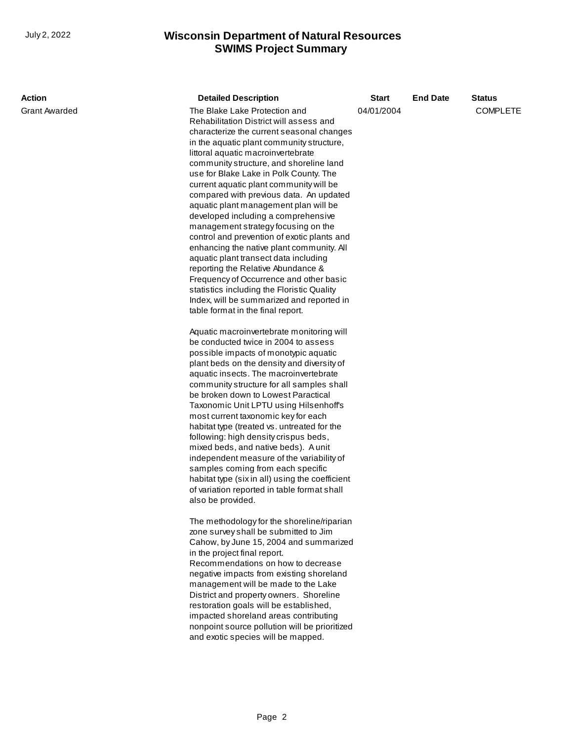| Action | Detailed Description | Start | End Date | Status |
| --- | --- | --- | --- | --- |
| Grant Awarded | The Blake Lake Protection and Rehabilitation District will assess and characterize the current seasonal changes in the aquatic plant community structure, littoral aquatic macroinvertebrate community structure, and shoreline land use for Blake Lake in Polk County. The current aquatic plant community will be compared with previous data. An updated aquatic plant management plan will be developed including a comprehensive management strategy focusing on the control and prevention of exotic plants and enhancing the native plant community. All aquatic plant transect data including reporting the Relative Abundance & Frequency of Occurrence and other basic statistics including the Floristic Quality Index, will be summarized and reported in table format in the final report.<br><br>Aquatic macroinvertebrate monitoring will be conducted twice in 2004 to assess possible impacts of monotypic aquatic plant beds on the density and diversity of aquatic insects. The macroinvertebrate community structure for all samples shall be broken down to Lowest Paractical Taxonomic Unit LPTU using Hilsenhoff's most current taxonomic key for each habitat type (treated vs. untreated for the following: high density crispus beds, mixed beds, and native beds). A unit independent measure of the variability of samples coming from each specific habitat type (six in all) using the coefficient of variation reported in table format shall also be provided.<br><br>The methodology for the shoreline/riparian zone survey shall be submitted to Jim Cahow, by June 15, 2004 and summarized in the project final report. Recommendations on how to decrease negative impacts from existing shoreland management will be made to the Lake District and property owners. Shoreline restoration goals will be established, impacted shoreland areas contributing nonpoint source pollution will be prioritized and exotic species will be mapped. | 04/01/2004 | | COMPLETE |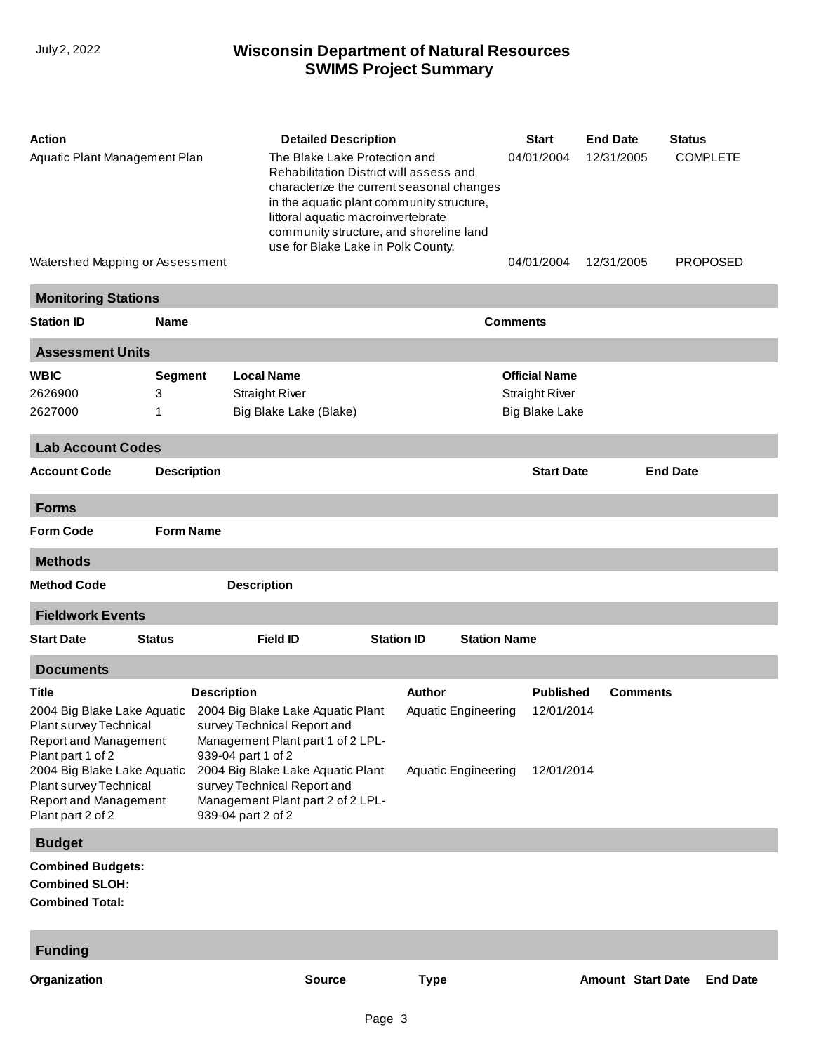| Action | Detailed Description | Start | End Date | Status |
| --- | --- | --- | --- | --- |
| Aquatic Plant Management Plan | The Blake Lake Protection and Rehabilitation District will assess and characterize the current seasonal changes in the aquatic plant community structure, littoral aquatic macroinvertebrate community structure, and shoreline land use for Blake Lake in Polk County. | 04/01/2004 | 12/31/2005 | COMPLETE |
| Watershed Mapping or Assessment | | 04/01/2004 | 12/31/2005 | PROPOSED |

## Monitoring Stations

| Station ID | Name | Comments |
| --- | --- | --- |

## Assessment Units

| WBIC | Segment | Local Name | Official Name |
| --- | --- | --- | --- |
| 2626900 | 3 | Straight River | Straight River |
| 2627000 | 1 | Big Blake Lake (Blake) | Big Blake Lake |

## Lab Account Codes

| Account Code | Description | Start Date | End Date |
| --- | --- | --- | --- |

## Forms

| Form Code | Form Name |
| --- | --- |

## Methods

| Method Code | Description |
| --- | --- |

## Fieldwork Events

| Start Date | Status | Field ID | Station ID | Station Name |
| --- | --- | --- | --- | --- |

## Documents

| Title | Description | Author | Published | Comments |
| --- | --- | --- | --- | --- |
| 2004 Big Blake Lake Aquatic Plant survey Technical Report and Management Plant part 1 of 2 | 2004 Big Blake Lake Aquatic Plant survey Technical Report and Management Plant part 1 of 2 LPL-939-04 part 1 of 2 | Aquatic Engineering | 12/01/2014 | |
| 2004 Big Blake Lake Aquatic Plant survey Technical Report and Management Plant part 2 of 2 | 2004 Big Blake Lake Aquatic Plant survey Technical Report and Management Plant part 2 of 2 LPL-939-04 part 2 of 2 | Aquatic Engineering | 12/01/2014 | |

## Budget

**Combined Budgets:**

**Combined SLOH:**

**Combined Total:**

## Funding

| Organization | Source | Type | Amount | Start Date | End Date |
| --- | --- | --- | --- | --- | --- |